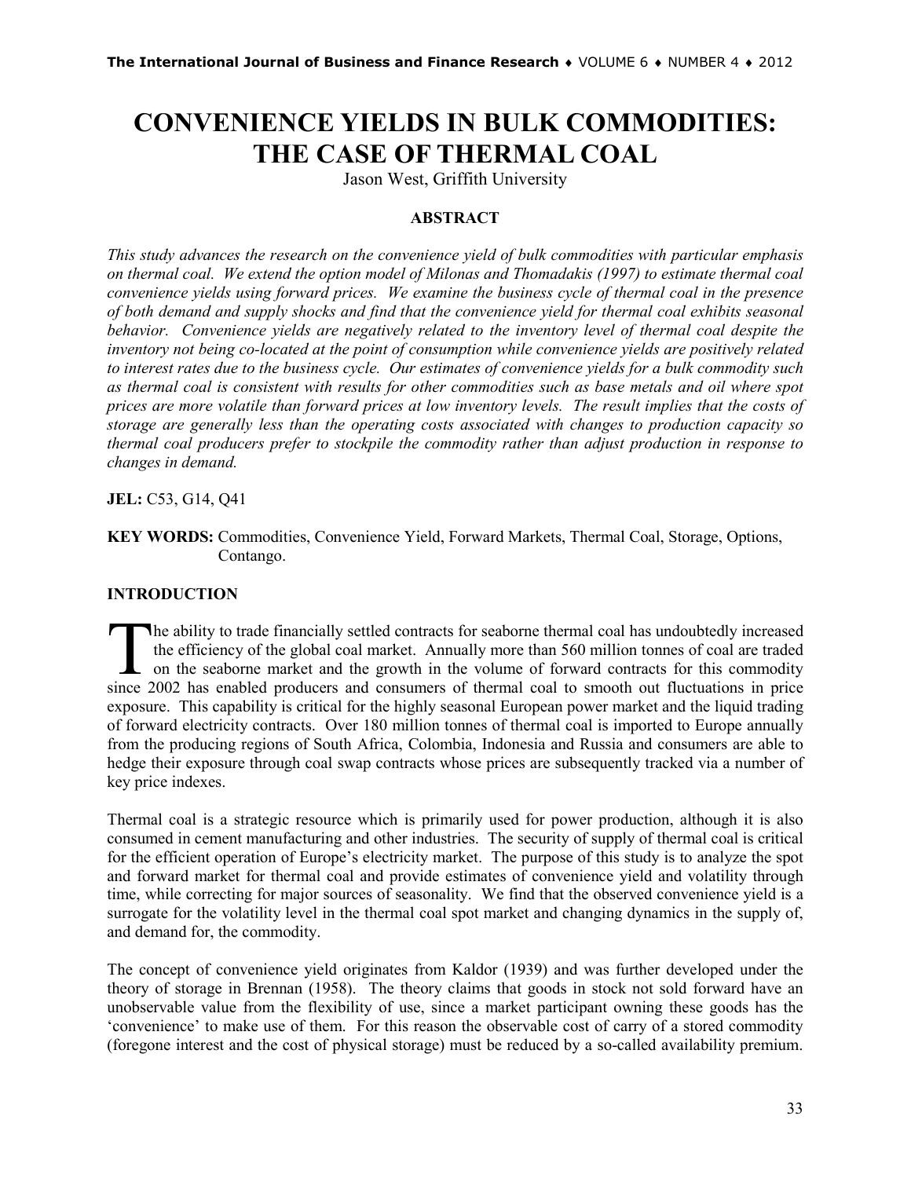# CONVENIENCE YIELDS IN BULK COMMODITIES: THE CASE OF THERMAL COAL

Jason West, Griffith University

## ABSTRACT

*This study advances the research on the convenience yield of bulk commodities with particular emphasis on thermal coal. We extend the option model of Milonas and Thomadakis (1997) to estimate thermal coal convenience yields using forward prices. We examine the business cycle of thermal coal in the presence of both demand and supply shocks and find that the convenience yield for thermal coal exhibits seasonal behavior. Convenience yields are negatively related to the inventory level of thermal coal despite the inventory not being co-located at the point of consumption while convenience yields are positively related to interest rates due to the business cycle. Our estimates of convenience yields for a bulk commodity such as thermal coal is consistent with results for other commodities such as base metals and oil where spot prices are more volatile than forward prices at low inventory levels. The result implies that the costs of storage are generally less than the operating costs associated with changes to production capacity so thermal coal producers prefer to stockpile the commodity rather than adjust production in response to changes in demand.*

**JEL:** C53, G14, Q41

**KEY WORDS:** Commodities, Convenience Yield, Forward Markets, Thermal Coal, Storage, Options, Contango.

## INTRODUCTION

The ability to trade financially settled contracts for seaborne thermal coal has undoubtedly increased the efficiency of the global coal market. Annually more than 560 million tonnes of coal are traded on the seaborne market and the growth in the volume of forward contracts for this commodity since 2002 has enabled producers and consumers of thermal coal to smooth out fluctuations in price exposure. This capability is critical for the highly seasonal European power market and the liquid trading of forward electricity contracts. Over 180 million tonnes of thermal coal is imported to Europe annually from the producing regions of South Africa, Colombia, Indonesia and Russia and consumers are able to hedge their exposure through coal swap contracts whose prices are subsequently tracked via a number of key price indexes.

Thermal coal is a strategic resource which is primarily used for power production, although it is also consumed in cement manufacturing and other industries. The security of supply of thermal coal is critical for the efficient operation of Europe's electricity market. The purpose of this study is to analyze the spot and forward market for thermal coal and provide estimates of convenience yield and volatility through time, while correcting for major sources of seasonality. We find that the observed convenience yield is a surrogate for the volatility level in the thermal coal spot market and changing dynamics in the supply of, and demand for, the commodity.

The concept of convenience yield originates from Kaldor (1939) and was further developed under the theory of storage in Brennan (1958). The theory claims that goods in stock not sold forward have an unobservable value from the flexibility of use, since a market participant owning these goods has the 'convenience' to make use of them. For this reason the observable cost of carry of a stored commodity (foregone interest and the cost of physical storage) must be reduced by a so-called availability premium.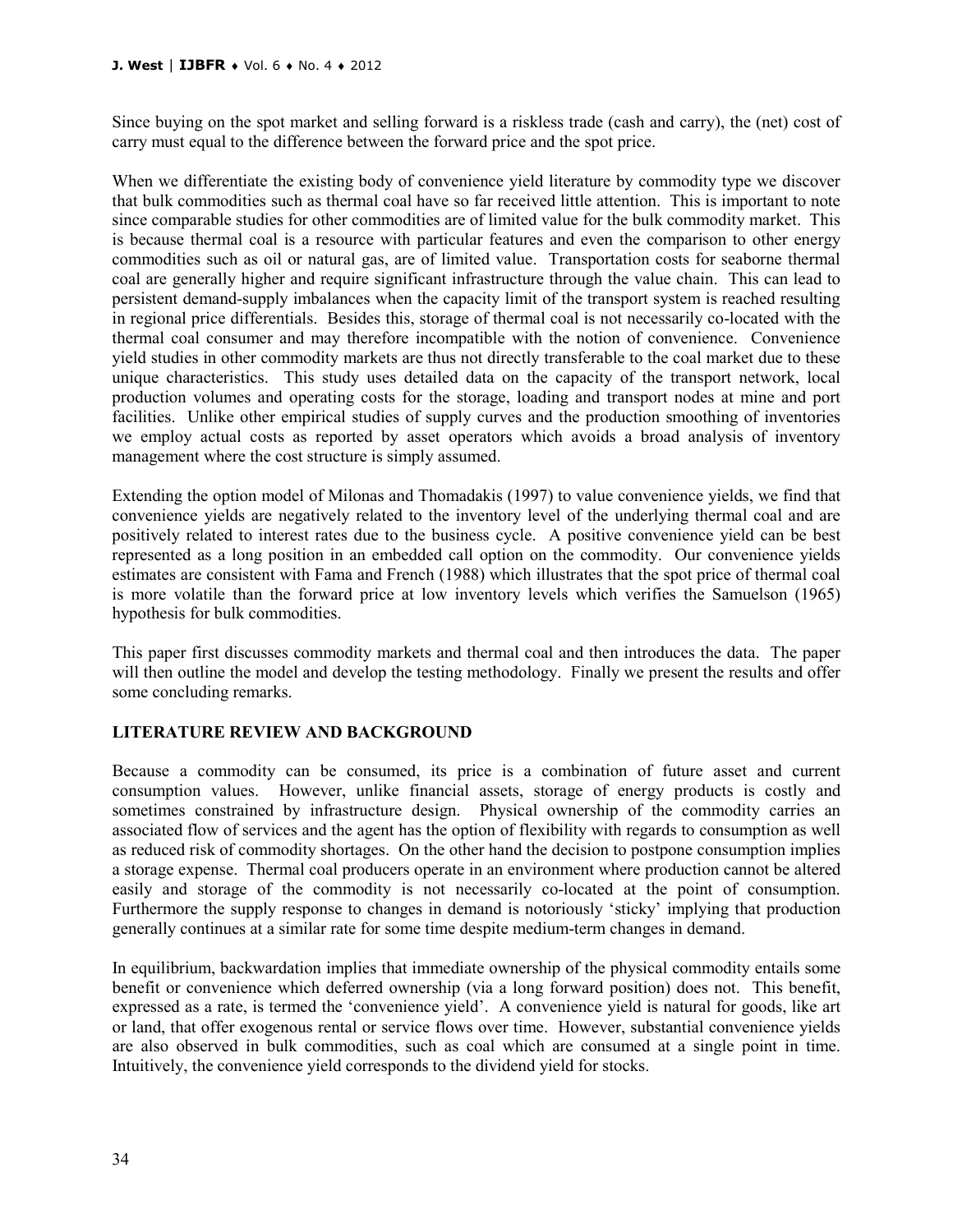Since buying on the spot market and selling forward is a riskless trade (cash and carry), the (net) cost of carry must equal to the difference between the forward price and the spot price.

When we differentiate the existing body of convenience yield literature by commodity type we discover that bulk commodities such as thermal coal have so far received little attention. This is important to note since comparable studies for other commodities are of limited value for the bulk commodity market. This is because thermal coal is a resource with particular features and even the comparison to other energy commodities such as oil or natural gas, are of limited value. Transportation costs for seaborne thermal coal are generally higher and require significant infrastructure through the value chain. This can lead to persistent demand-supply imbalances when the capacity limit of the transport system is reached resulting in regional price differentials. Besides this, storage of thermal coal is not necessarily co-located with the thermal coal consumer and may therefore incompatible with the notion of convenience. Convenience yield studies in other commodity markets are thus not directly transferable to the coal market due to these unique characteristics. This study uses detailed data on the capacity of the transport network, local production volumes and operating costs for the storage, loading and transport nodes at mine and port facilities. Unlike other empirical studies of supply curves and the production smoothing of inventories we employ actual costs as reported by asset operators which avoids a broad analysis of inventory management where the cost structure is simply assumed.

Extending the option model of Milonas and Thomadakis (1997) to value convenience yields, we find that convenience yields are negatively related to the inventory level of the underlying thermal coal and are positively related to interest rates due to the business cycle. A positive convenience yield can be best represented as a long position in an embedded call option on the commodity. Our convenience yields estimates are consistent with Fama and French (1988) which illustrates that the spot price of thermal coal is more volatile than the forward price at low inventory levels which verifies the Samuelson (1965) hypothesis for bulk commodities.

This paper first discusses commodity markets and thermal coal and then introduces the data. The paper will then outline the model and develop the testing methodology. Finally we present the results and offer some concluding remarks.

## LITERATURE REVIEW AND BACKGROUND

Because a commodity can be consumed, its price is a combination of future asset and current consumption values. However, unlike financial assets, storage of energy products is costly and sometimes constrained by infrastructure design. Physical ownership of the commodity carries an associated flow of services and the agent has the option of flexibility with regards to consumption as well as reduced risk of commodity shortages. On the other hand the decision to postpone consumption implies a storage expense. Thermal coal producers operate in an environment where production cannot be altered easily and storage of the commodity is not necessarily co-located at the point of consumption. Furthermore the supply response to changes in demand is notoriously 'sticky' implying that production generally continues at a similar rate for some time despite medium-term changes in demand.

In equilibrium, backwardation implies that immediate ownership of the physical commodity entails some benefit or convenience which deferred ownership (via a long forward position) does not. This benefit, expressed as a rate, is termed the 'convenience yield'. A convenience yield is natural for goods, like art or land, that offer exogenous rental or service flows over time. However, substantial convenience yields are also observed in bulk commodities, such as coal which are consumed at a single point in time. Intuitively, the convenience yield corresponds to the dividend yield for stocks.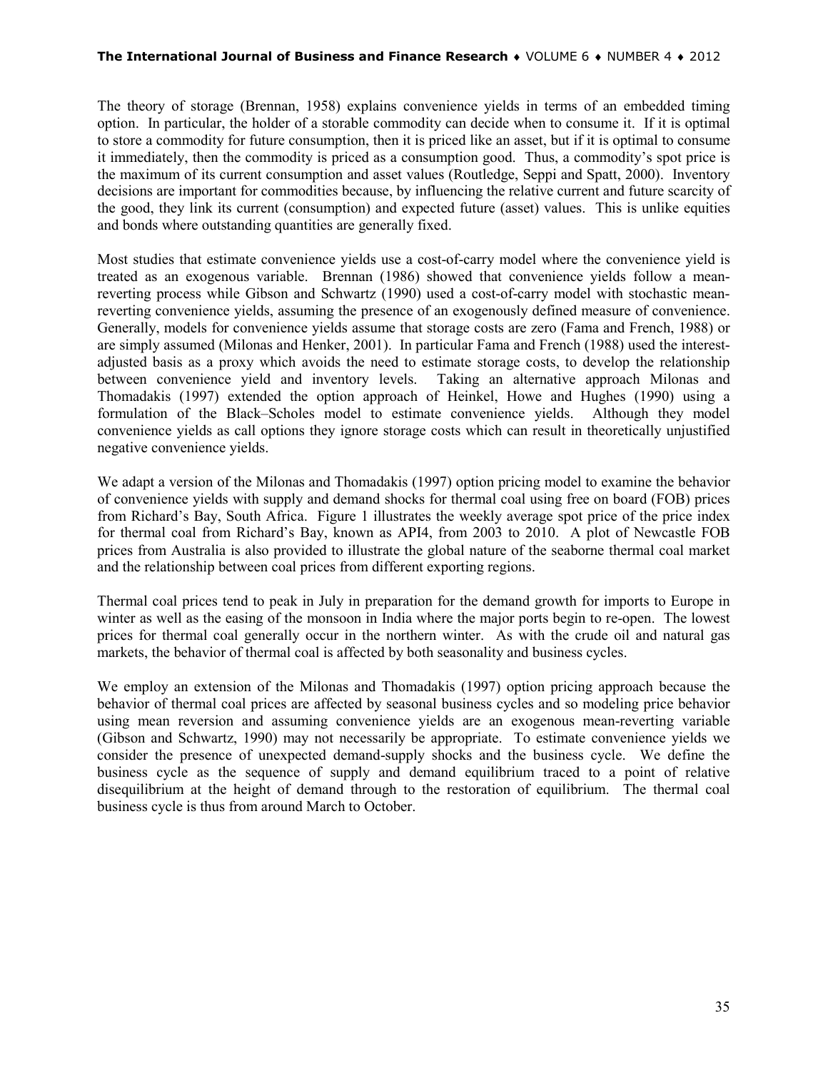The theory of storage (Brennan, 1958) explains convenience yields in terms of an embedded timing option. In particular, the holder of a storable commodity can decide when to consume it. If it is optimal to store a commodity for future consumption, then it is priced like an asset, but if it is optimal to consume it immediately, then the commodity is priced as a consumption good. Thus, a commodity's spot price is the maximum of its current consumption and asset values (Routledge, Seppi and Spatt, 2000). Inventory decisions are important for commodities because, by influencing the relative current and future scarcity of the good, they link its current (consumption) and expected future (asset) values. This is unlike equities and bonds where outstanding quantities are generally fixed.

Most studies that estimate convenience yields use a cost-of-carry model where the convenience yield is treated as an exogenous variable. Brennan (1986) showed that convenience yields follow a mean-reverting process while Gibson and Schwartz (1990) used a cost-of-carry model with stochastic mean-reverting convenience yields, assuming the presence of an exogenously defined measure of convenience. Generally, models for convenience yields assume that storage costs are zero (Fama and French, 1988) or are simply assumed (Milonas and Henker, 2001). In particular Fama and French (1988) used the interest-adjusted basis as a proxy which avoids the need to estimate storage costs, to develop the relationship between convenience yield and inventory levels. Taking an alternative approach Milonas and Thomadakis (1997) extended the option approach of Heinkel, Howe and Hughes (1990) using a formulation of the Black–Scholes model to estimate convenience yields. Although they model convenience yields as call options they ignore storage costs which can result in theoretically unjustified negative convenience yields.

We adapt a version of the Milonas and Thomadakis (1997) option pricing model to examine the behavior of convenience yields with supply and demand shocks for thermal coal using free on board (FOB) prices from Richard's Bay, South Africa. Figure 1 illustrates the weekly average spot price of the price index for thermal coal from Richard's Bay, known as API4, from 2003 to 2010. A plot of Newcastle FOB prices from Australia is also provided to illustrate the global nature of the seaborne thermal coal market and the relationship between coal prices from different exporting regions.

Thermal coal prices tend to peak in July in preparation for the demand growth for imports to Europe in winter as well as the easing of the monsoon in India where the major ports begin to re-open. The lowest prices for thermal coal generally occur in the northern winter. As with the crude oil and natural gas markets, the behavior of thermal coal is affected by both seasonality and business cycles.

We employ an extension of the Milonas and Thomadakis (1997) option pricing approach because the behavior of thermal coal prices are affected by seasonal business cycles and so modeling price behavior using mean reversion and assuming convenience yields are an exogenous mean-reverting variable (Gibson and Schwartz, 1990) may not necessarily be appropriate. To estimate convenience yields we consider the presence of unexpected demand-supply shocks and the business cycle. We define the business cycle as the sequence of supply and demand equilibrium traced to a point of relative disequilibrium at the height of demand through to the restoration of equilibrium. The thermal coal business cycle is thus from around March to October.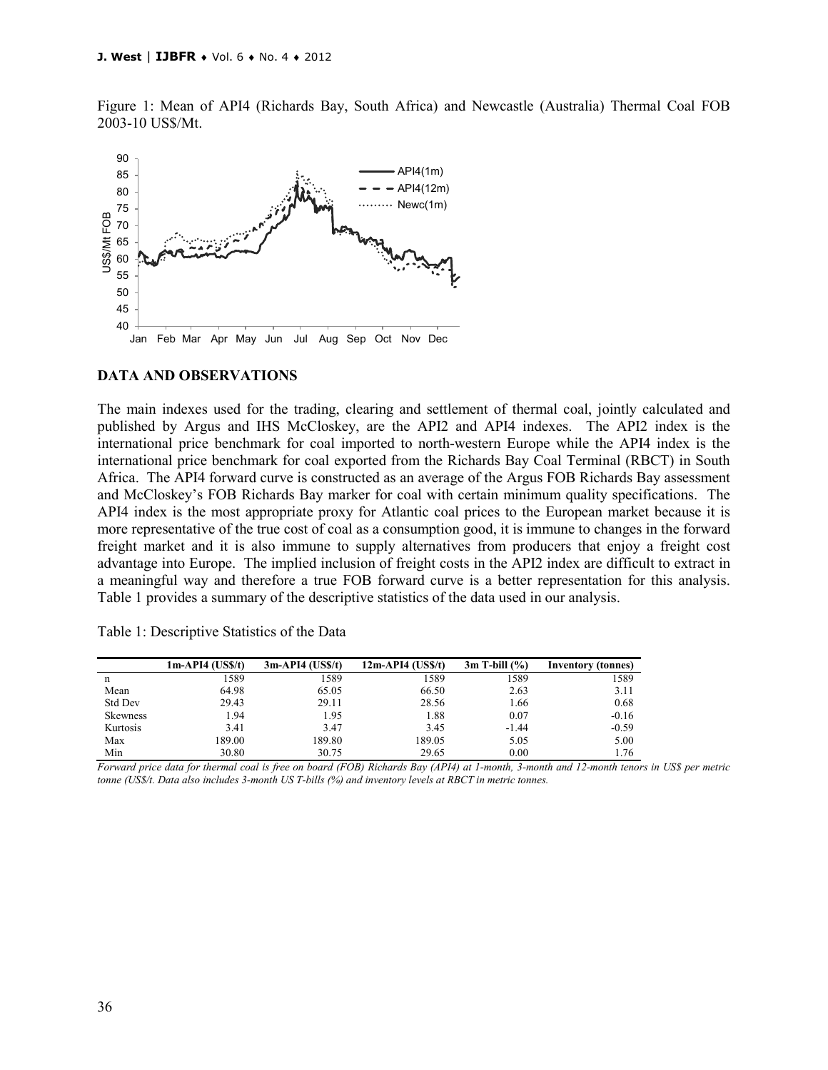Figure 1: Mean of API4 (Richards Bay, South Africa) and Newcastle (Australia) Thermal Coal FOB 2003-10 US$/Mt.

## DATA AND OBSERVATIONS

The main indexes used for the trading, clearing and settlement of thermal coal, jointly calculated and published by Argus and IHS McCloskey, are the API2 and API4 indexes. The API2 index is the international price benchmark for coal imported to north-western Europe while the API4 index is the international price benchmark for coal exported from the Richards Bay Coal Terminal (RBCT) in South Africa. The API4 forward curve is constructed as an average of the Argus FOB Richards Bay assessment and McCloskey's FOB Richards Bay marker for coal with certain minimum quality specifications. The API4 index is the most appropriate proxy for Atlantic coal prices to the European market because it is more representative of the true cost of coal as a consumption good, it is immune to changes in the forward freight market and it is also immune to supply alternatives from producers that enjoy a freight cost advantage into Europe. The implied inclusion of freight costs in the API2 index are difficult to extract in a meaningful way and therefore a true FOB forward curve is a better representation for this analysis. Table 1 provides a summary of the descriptive statistics of the data used in our analysis.

Table 1: Descriptive Statistics of the Data

| | 1m-API4 (US$/t) | 3m-API4 (US$/t) | 12m-API4 (US$/t) | 3m T-bill (%) | Inventory (tonnes) |
|---|---|---|---|---|---|
| n | 1589 | 1589 | 1589 | 1589 | 1589 |
| Mean | 64.98 | 65.05 | 66.50 | 2.63 | 3.11 |
| Std Dev | 29.43 | 29.11 | 28.56 | 1.66 | 0.68 |
| Skewness | 1.94 | 1.95 | 1.88 | 0.07 | -0.16 |
| Kurtosis | 3.41 | 3.47 | 3.45 | -1.44 | -0.59 |
| Max | 189.00 | 189.80 | 189.05 | 5.05 | 5.00 |
| Min | 30.80 | 30.75 | 29.65 | 0.00 | 1.76 |

*Forward price data for thermal coal is free on board (FOB) Richards Bay (API4) at 1-month, 3-month and 12-month tenors in US$ per metric tonne (US$/t. Data also includes 3-month US T-bills (%) and inventory levels at RBCT in metric tonnes.*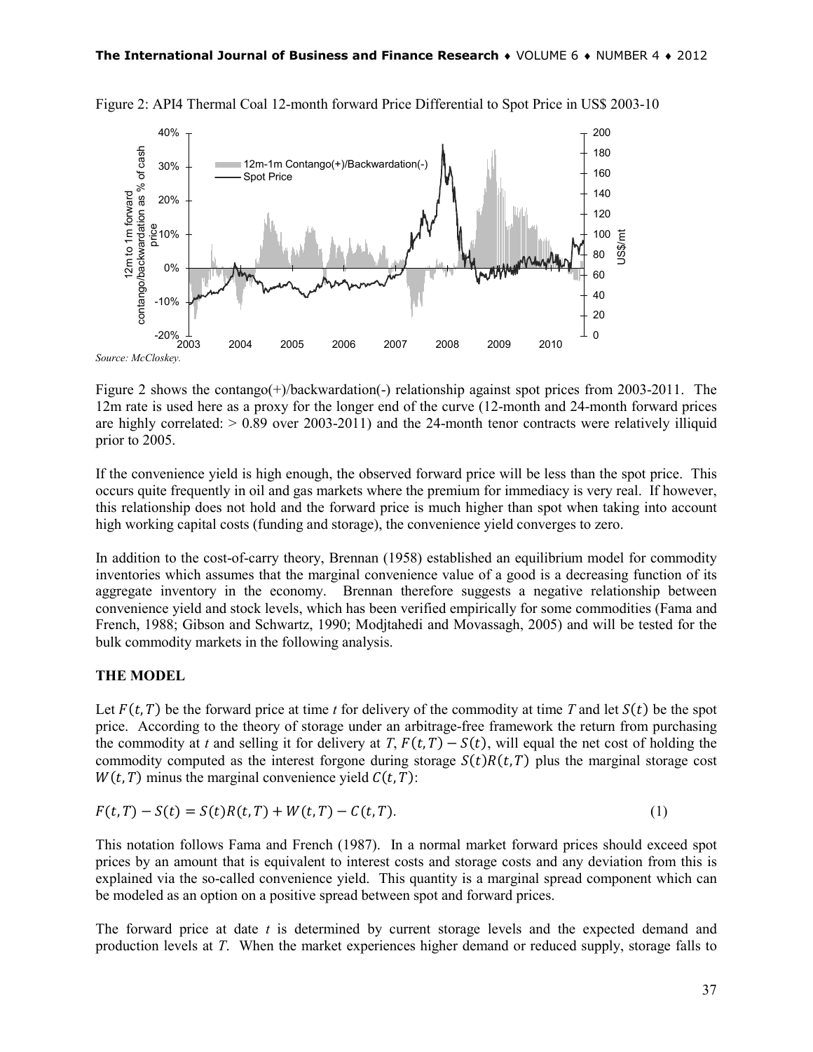Figure 2: API4 Thermal Coal 12-month forward Price Differential to Spot Price in US$ 2003-10

*Source: McCloskey.*

Figure 2 shows the contango(+)/backwardation(-) relationship against spot prices from 2003-2011. The 12m rate is used here as a proxy for the longer end of the curve (12-month and 24-month forward prices are highly correlated: > 0.89 over 2003-2011) and the 24-month tenor contracts were relatively illiquid prior to 2005.

If the convenience yield is high enough, the observed forward price will be less than the spot price. This occurs quite frequently in oil and gas markets where the premium for immediacy is very real. If however, this relationship does not hold and the forward price is much higher than spot when taking into account high working capital costs (funding and storage), the convenience yield converges to zero.

In addition to the cost-of-carry theory, Brennan (1958) established an equilibrium model for commodity inventories which assumes that the marginal convenience value of a good is a decreasing function of its aggregate inventory in the economy. Brennan therefore suggests a negative relationship between convenience yield and stock levels, which has been verified empirically for some commodities (Fama and French, 1988; Gibson and Schwartz, 1990; Modjtahedi and Movassagh, 2005) and will be tested for the bulk commodity markets in the following analysis.

## THE MODEL

Let $F(t,T)$ be the forward price at time *t* for delivery of the commodity at time *T* and let $S(t)$ be the spot price. According to the theory of storage under an arbitrage-free framework the return from purchasing the commodity at *t* and selling it for delivery at *T*, $F(t,T) - S(t)$, will equal the net cost of holding the commodity computed as the interest forgone during storage $S(t)R(t,T)$ plus the marginal storage cost $W(t,T)$ minus the marginal convenience yield $C(t,T)$:

$$F(t,T) - S(t) = S(t)R(t,T) + W(t,T) - C(t,T). \tag{1}$$

This notation follows Fama and French (1987). In a normal market forward prices should exceed spot prices by an amount that is equivalent to interest costs and storage costs and any deviation from this is explained via the so-called convenience yield. This quantity is a marginal spread component which can be modeled as an option on a positive spread between spot and forward prices.

The forward price at date *t* is determined by current storage levels and the expected demand and production levels at *T*. When the market experiences higher demand or reduced supply, storage falls to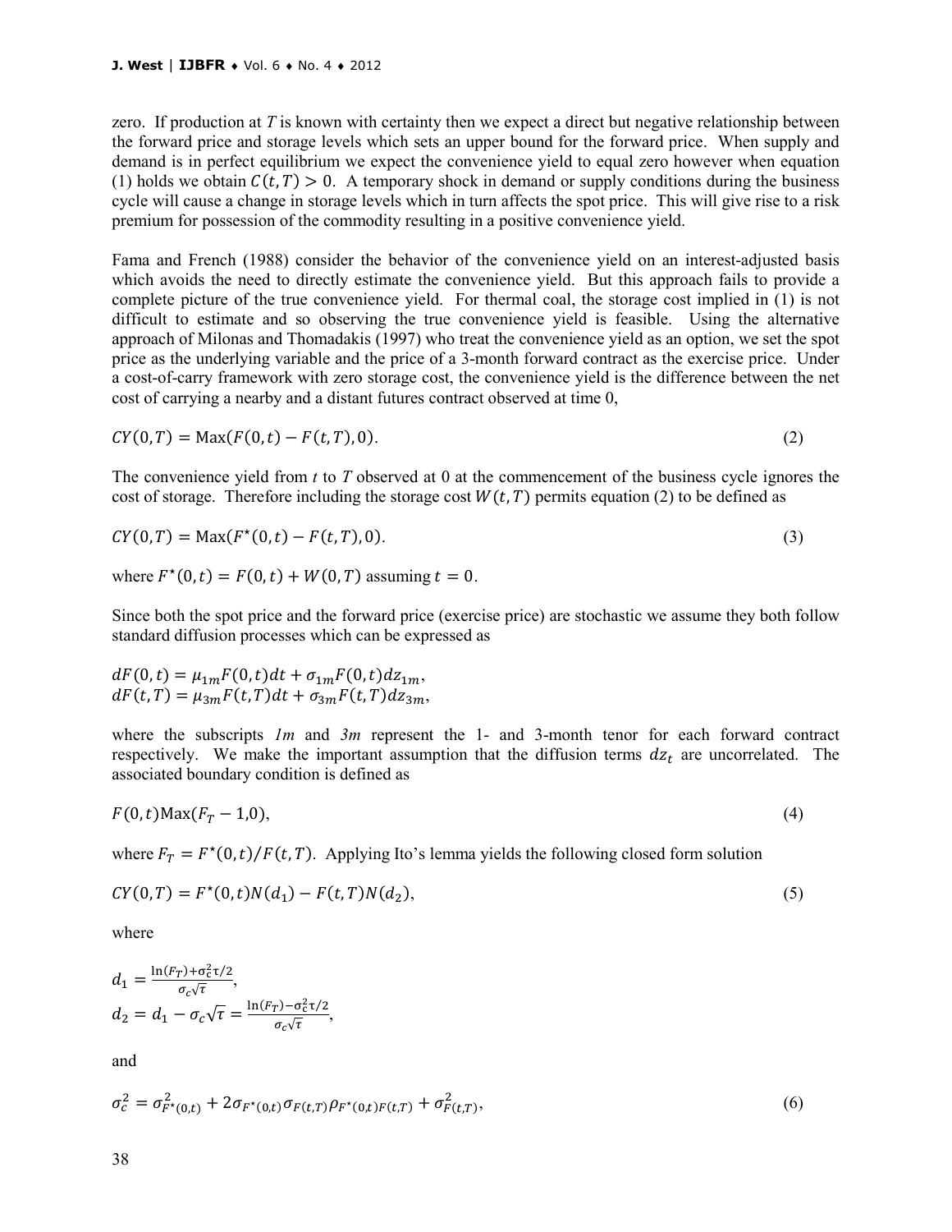zero. If production at $T$ is known with certainty then we expect a direct but negative relationship between the forward price and storage levels which sets an upper bound for the forward price. When supply and demand is in perfect equilibrium we expect the convenience yield to equal zero however when equation (1) holds we obtain $C(t,T) > 0$. A temporary shock in demand or supply conditions during the business cycle will cause a change in storage levels which in turn affects the spot price. This will give rise to a risk premium for possession of the commodity resulting in a positive convenience yield.

Fama and French (1988) consider the behavior of the convenience yield on an interest-adjusted basis which avoids the need to directly estimate the convenience yield. But this approach fails to provide a complete picture of the true convenience yield. For thermal coal, the storage cost implied in (1) is not difficult to estimate and so observing the true convenience yield is feasible. Using the alternative approach of Milonas and Thomadakis (1997) who treat the convenience yield as an option, we set the spot price as the underlying variable and the price of a 3-month forward contract as the exercise price. Under a cost-of-carry framework with zero storage cost, the convenience yield is the difference between the net cost of carrying a nearby and a distant futures contract observed at time 0,

$$CY(0,T) = \text{Max}(F(0,t) - F(t,T), 0). \tag{2}$$

The convenience yield from $t$ to $T$ observed at 0 at the commencement of the business cycle ignores the cost of storage. Therefore including the storage cost $W(t,T)$ permits equation (2) to be defined as

$$CY(0,T) = \text{Max}(F^{\star}(0,t) - F(t,T), 0). \tag{3}$$

where $F^{\star}(0,t) = F(0,t) + W(0,T)$ assuming $t = 0$.

Since both the spot price and the forward price (exercise price) are stochastic we assume they both follow standard diffusion processes which can be expressed as

$$dF(0,t) = \mu_{1m}F(0,t)dt + \sigma_{1m}F(0,t)dz_{1m},$$
$$dF(t,T) = \mu_{3m}F(t,T)dt + \sigma_{3m}F(t,T)dz_{3m},$$

where the subscripts *1m* and *3m* represent the 1- and 3-month tenor for each forward contract respectively. We make the important assumption that the diffusion terms $dz_t$ are uncorrelated. The associated boundary condition is defined as

$$F(0,t)\text{Max}(F_T - 1, 0), \tag{4}$$

where $F_T = F^{\star}(0,t)/F(t,T)$. Applying Ito's lemma yields the following closed form solution

$$CY(0,T) = F^{\star}(0,t)N(d_1) - F(t,T)N(d_2), \tag{5}$$

where

$$d_1 = \frac{\ln(F_T) + \sigma_c^2\tau/2}{\sigma_c\sqrt{\tau}},$$
$$d_2 = d_1 - \sigma_c\sqrt{\tau} = \frac{\ln(F_T) - \sigma_c^2\tau/2}{\sigma_c\sqrt{\tau}},$$

and

$$\sigma_c^2 = \sigma_{F^{\star}(0,t)}^2 + 2\sigma_{F^{\star}(0,t)}\sigma_{F(t,T)}\rho_{F^{\star}(0,t)F(t,T)} + \sigma_{F(t,T)}^2, \tag{6}$$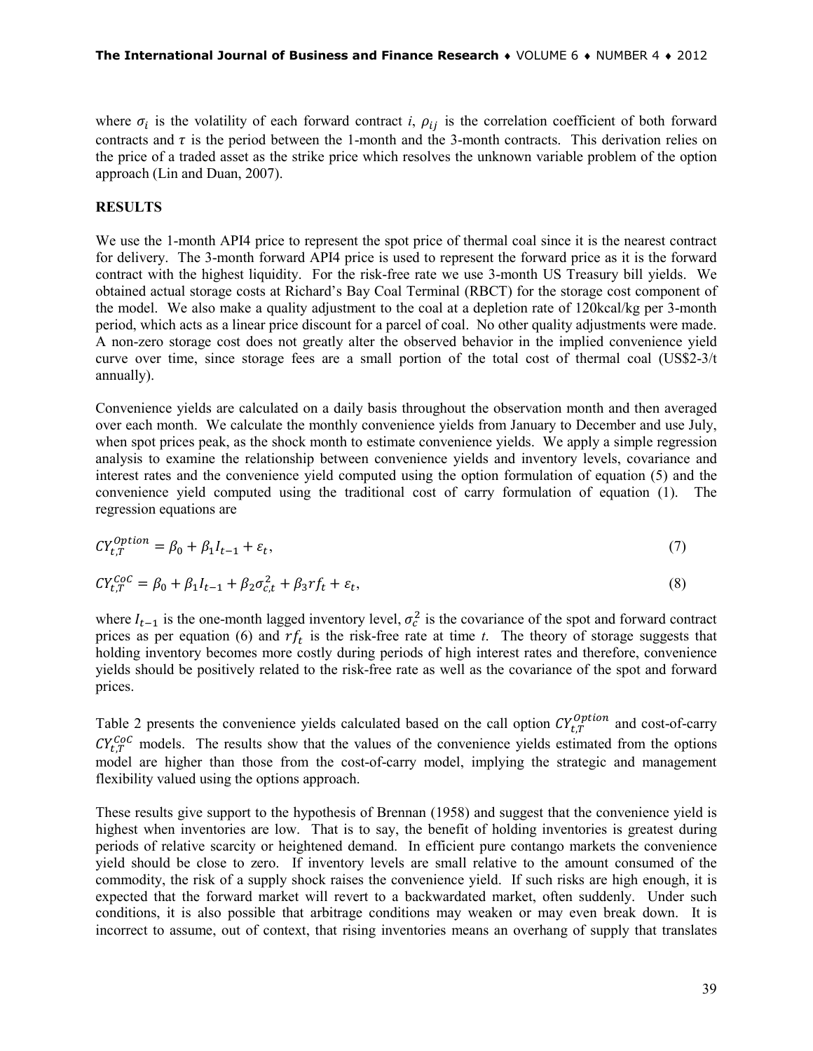where $\sigma_i$ is the volatility of each forward contract $i$, $\rho_{ij}$ is the correlation coefficient of both forward contracts and $\tau$ is the period between the 1-month and the 3-month contracts. This derivation relies on the price of a traded asset as the strike price which resolves the unknown variable problem of the option approach (Lin and Duan, 2007).

## RESULTS

We use the 1-month API4 price to represent the spot price of thermal coal since it is the nearest contract for delivery. The 3-month forward API4 price is used to represent the forward price as it is the forward contract with the highest liquidity. For the risk-free rate we use 3-month US Treasury bill yields. We obtained actual storage costs at Richard's Bay Coal Terminal (RBCT) for the storage cost component of the model. We also make a quality adjustment to the coal at a depletion rate of 120kcal/kg per 3-month period, which acts as a linear price discount for a parcel of coal. No other quality adjustments were made. A non-zero storage cost does not greatly alter the observed behavior in the implied convenience yield curve over time, since storage fees are a small portion of the total cost of thermal coal (US$2-3/t annually).

Convenience yields are calculated on a daily basis throughout the observation month and then averaged over each month. We calculate the monthly convenience yields from January to December and use July, when spot prices peak, as the shock month to estimate convenience yields. We apply a simple regression analysis to examine the relationship between convenience yields and inventory levels, covariance and interest rates and the convenience yield computed using the option formulation of equation (5) and the convenience yield computed using the traditional cost of carry formulation of equation (1). The regression equations are

$$CY_{t,T}^{Option} = \beta_0 + \beta_1 I_{t-1} + \varepsilon_t, \tag{7}$$

$$CY_{t,T}^{CoC} = \beta_0 + \beta_1 I_{t-1} + \beta_2 \sigma_{c,t}^2 + \beta_3 rf_t + \varepsilon_t, \tag{8}$$

where $I_{t-1}$ is the one-month lagged inventory level, $\sigma_c^2$ is the covariance of the spot and forward contract prices as per equation (6) and $rf_t$ is the risk-free rate at time $t$. The theory of storage suggests that holding inventory becomes more costly during periods of high interest rates and therefore, convenience yields should be positively related to the risk-free rate as well as the covariance of the spot and forward prices.

Table 2 presents the convenience yields calculated based on the call option $CY_{t,T}^{Option}$ and cost-of-carry $CY_{t,T}^{CoC}$ models. The results show that the values of the convenience yields estimated from the options model are higher than those from the cost-of-carry model, implying the strategic and management flexibility valued using the options approach.

These results give support to the hypothesis of Brennan (1958) and suggest that the convenience yield is highest when inventories are low. That is to say, the benefit of holding inventories is greatest during periods of relative scarcity or heightened demand. In efficient pure contango markets the convenience yield should be close to zero. If inventory levels are small relative to the amount consumed of the commodity, the risk of a supply shock raises the convenience yield. If such risks are high enough, it is expected that the forward market will revert to a backwardated market, often suddenly. Under such conditions, it is also possible that arbitrage conditions may weaken or may even break down. It is incorrect to assume, out of context, that rising inventories means an overhang of supply that translates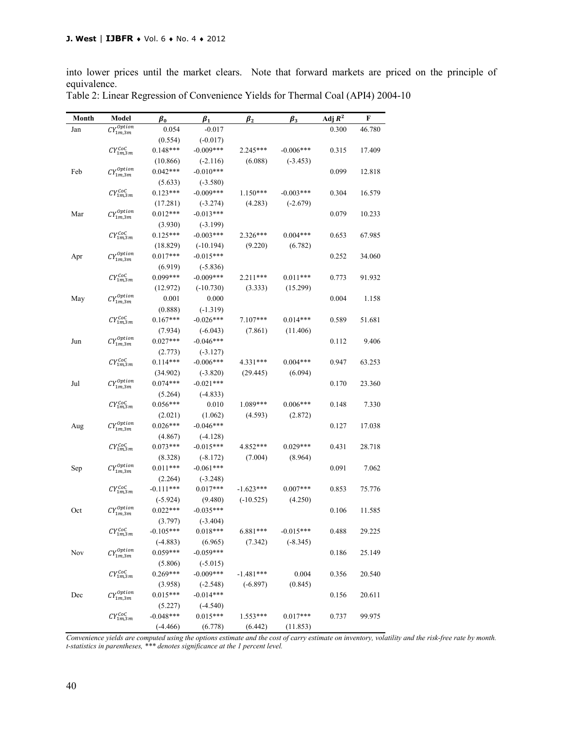into lower prices until the market clears. Note that forward markets are priced on the principle of equivalence.

Table 2: Linear Regression of Convenience Yields for Thermal Coal (API4) 2004-10

| Month | Model | $\beta_0$ | $\beta_1$ | $\beta_2$ | $\beta_3$ | Adj $R^2$ | F |
|---|---|---|---|---|---|---|---|
| Jan | $CY^{Option}_{1m,3m}$ | 0.054 | -0.017 | | | 0.300 | 46.780 |
| | | (0.554) | (-0.017) | | | | |
| | $CY^{CoC}_{1m,3m}$ | 0.148*** | -0.009*** | 2.245*** | -0.006*** | 0.315 | 17.409 |
| | | (10.866) | (-2.116) | (6.088) | (-3.453) | | |
| Feb | $CY^{Option}_{1m,3m}$ | 0.042*** | -0.010*** | | | 0.099 | 12.818 |
| | | (5.633) | (-3.580) | | | | |
| | $CY^{CoC}_{1m,3m}$ | 0.123*** | -0.009*** | 1.150*** | -0.003*** | 0.304 | 16.579 |
| | | (17.281) | (-3.274) | (4.283) | (-2.679) | | |
| Mar | $CY^{Option}_{1m,3m}$ | 0.012*** | -0.013*** | | | 0.079 | 10.233 |
| | | (3.930) | (-3.199) | | | | |
| | $CY^{CoC}_{1m,3m}$ | 0.125*** | -0.003*** | 2.326*** | 0.004*** | 0.653 | 67.985 |
| | | (18.829) | (-10.194) | (9.220) | (6.782) | | |
| Apr | $CY^{Option}_{1m,3m}$ | 0.017*** | -0.015*** | | | 0.252 | 34.060 |
| | | (6.919) | (-5.836) | | | | |
| | $CY^{CoC}_{1m,3m}$ | 0.099*** | -0.009*** | 2.211*** | 0.011*** | 0.773 | 91.932 |
| | | (12.972) | (-10.730) | (3.333) | (15.299) | | |
| May | $CY^{Option}_{1m,3m}$ | 0.001 | 0.000 | | | 0.004 | 1.158 |
| | | (0.888) | (-1.319) | | | | |
| | $CY^{CoC}_{1m,3m}$ | 0.167*** | -0.026*** | 7.107*** | 0.014*** | 0.589 | 51.681 |
| | | (7.934) | (-6.043) | (7.861) | (11.406) | | |
| Jun | $CY^{Option}_{1m,3m}$ | 0.027*** | -0.046*** | | | 0.112 | 9.406 |
| | | (2.773) | (-3.127) | | | | |
| | $CY^{CoC}_{1m,3m}$ | 0.114*** | -0.006*** | 4.331*** | 0.004*** | 0.947 | 63.253 |
| | | (34.902) | (-3.820) | (29.445) | (6.094) | | |
| Jul | $CY^{Option}_{1m,3m}$ | 0.074*** | -0.021*** | | | 0.170 | 23.360 |
| | | (5.264) | (-4.833) | | | | |
| | $CY^{CoC}_{1m,3m}$ | 0.056*** | 0.010 | 1.089*** | 0.006*** | 0.148 | 7.330 |
| | | (2.021) | (1.062) | (4.593) | (2.872) | | |
| Aug | $CY^{Option}_{1m,3m}$ | 0.026*** | -0.046*** | | | 0.127 | 17.038 |
| | | (4.867) | (-4.128) | | | | |
| | $CY^{CoC}_{1m,3m}$ | 0.073*** | -0.015*** | 4.852*** | 0.029*** | 0.431 | 28.718 |
| | | (8.328) | (-8.172) | (7.004) | (8.964) | | |
| Sep | $CY^{Option}_{1m,3m}$ | 0.011*** | -0.061*** | | | 0.091 | 7.062 |
| | | (2.264) | (-3.248) | | | | |
| | $CY^{CoC}_{1m,3m}$ | -0.111*** | 0.017*** | -1.623*** | 0.007*** | 0.853 | 75.776 |
| | | (-5.924) | (9.480) | (-10.525) | (4.250) | | |
| Oct | $CY^{Option}_{1m,3m}$ | 0.022*** | -0.035*** | | | 0.106 | 11.585 |
| | | (3.797) | (-3.404) | | | | |
| | $CY^{CoC}_{1m,3m}$ | -0.105*** | 0.018*** | 6.881*** | -0.015*** | 0.488 | 29.225 |
| | | (-4.883) | (6.965) | (7.342) | (-8.345) | | |
| Nov | $CY^{Option}_{1m,3m}$ | 0.059*** | -0.059*** | | | 0.186 | 25.149 |
| | | (5.806) | (-5.015) | | | | |
| | $CY^{CoC}_{1m,3m}$ | 0.269*** | -0.009*** | -1.481*** | 0.004 | 0.356 | 20.540 |
| | | (3.958) | (-2.548) | (-6.897) | (0.845) | | |
| Dec | $CY^{Option}_{1m,3m}$ | 0.015*** | -0.014*** | | | 0.156 | 20.611 |
| | | (5.227) | (-4.540) | | | | |
| | $CY^{CoC}_{1m,3m}$ | -0.048*** | 0.015*** | 1.553*** | 0.017*** | 0.737 | 99.975 |
| | | (-4.466) | (6.778) | (6.442) | (11.853) | | |

*Convenience yields are computed using the options estimate and the cost of carry estimate on inventory, volatility and the risk-free rate by month. t-statistics in parentheses, \*\*\* denotes significance at the 1 percent level.*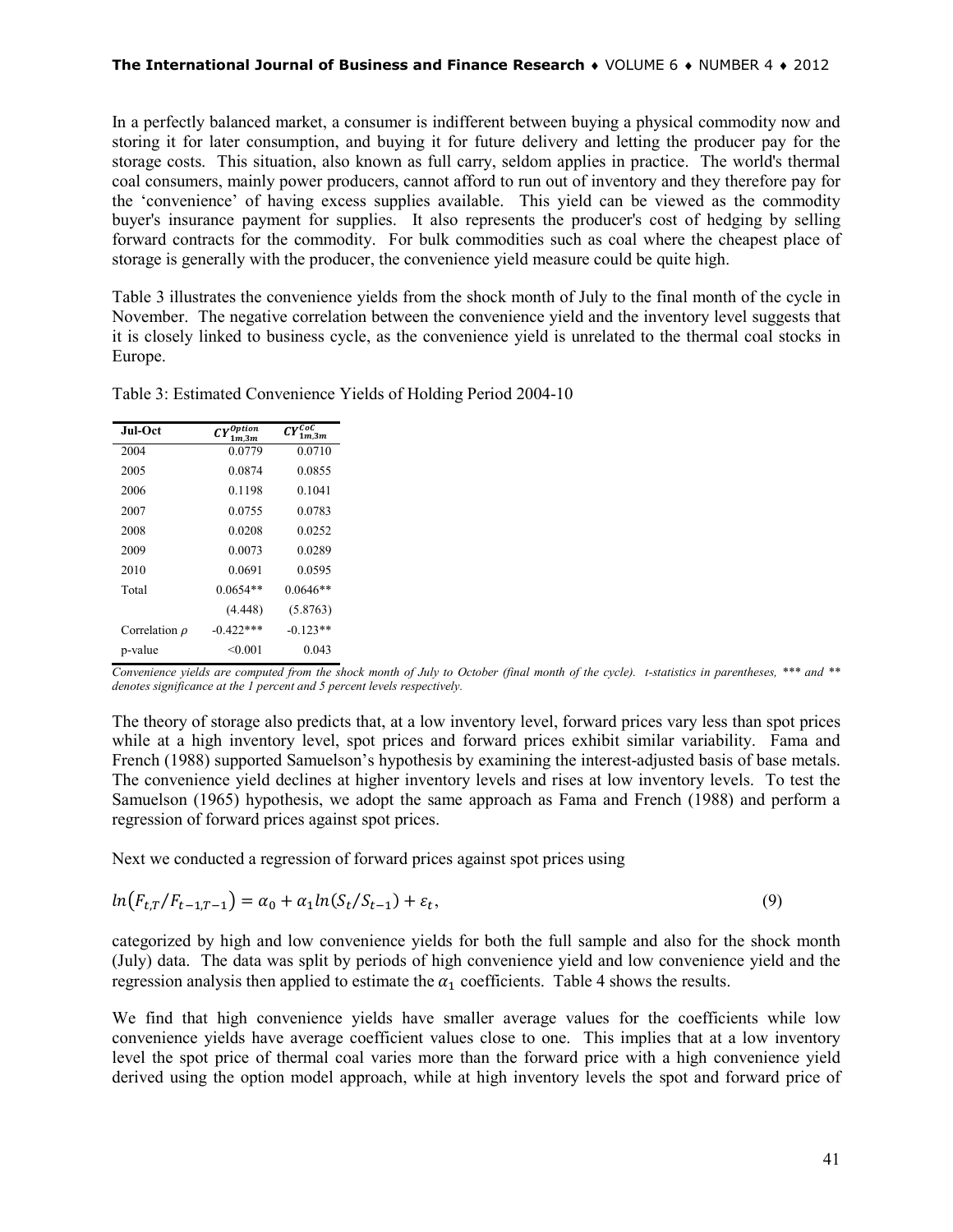In a perfectly balanced market, a consumer is indifferent between buying a physical commodity now and storing it for later consumption, and buying it for future delivery and letting the producer pay for the storage costs. This situation, also known as full carry, seldom applies in practice. The world's thermal coal consumers, mainly power producers, cannot afford to run out of inventory and they therefore pay for the 'convenience' of having excess supplies available. This yield can be viewed as the commodity buyer's insurance payment for supplies. It also represents the producer's cost of hedging by selling forward contracts for the commodity. For bulk commodities such as coal where the cheapest place of storage is generally with the producer, the convenience yield measure could be quite high.

Table 3 illustrates the convenience yields from the shock month of July to the final month of the cycle in November. The negative correlation between the convenience yield and the inventory level suggests that it is closely linked to business cycle, as the convenience yield is unrelated to the thermal coal stocks in Europe.

Table 3: Estimated Convenience Yields of Holding Period 2004-10

| Jul-Oct | $CY^{Option}_{1m,3m}$ | $CY^{CoC}_{1m,3m}$ |
|---|---|---|
| 2004 | 0.0779 | 0.0710 |
| 2005 | 0.0874 | 0.0855 |
| 2006 | 0.1198 | 0.1041 |
| 2007 | 0.0755 | 0.0783 |
| 2008 | 0.0208 | 0.0252 |
| 2009 | 0.0073 | 0.0289 |
| 2010 | 0.0691 | 0.0595 |
| Total | 0.0654** | 0.0646** |
| | (4.448) | (5.8763) |
| Correlation $\rho$ | -0.422*** | -0.123** |
| p-value | <0.001 | 0.043 |

*Convenience yields are computed from the shock month of July to October (final month of the cycle). t-statistics in parentheses, *** and ** denotes significance at the 1 percent and 5 percent levels respectively.*

The theory of storage also predicts that, at a low inventory level, forward prices vary less than spot prices while at a high inventory level, spot prices and forward prices exhibit similar variability. Fama and French (1988) supported Samuelson's hypothesis by examining the interest-adjusted basis of base metals. The convenience yield declines at higher inventory levels and rises at low inventory levels. To test the Samuelson (1965) hypothesis, we adopt the same approach as Fama and French (1988) and perform a regression of forward prices against spot prices.

Next we conducted a regression of forward prices against spot prices using

$$ln(F_{t,T}/F_{t-1,T-1}) = \alpha_0 + \alpha_1 ln(S_t/S_{t-1}) + \varepsilon_t, \tag{9}$$

categorized by high and low convenience yields for both the full sample and also for the shock month (July) data. The data was split by periods of high convenience yield and low convenience yield and the regression analysis then applied to estimate the $\alpha_1$ coefficients. Table 4 shows the results.

We find that high convenience yields have smaller average values for the coefficients while low convenience yields have average coefficient values close to one. This implies that at a low inventory level the spot price of thermal coal varies more than the forward price with a high convenience yield derived using the option model approach, while at high inventory levels the spot and forward price of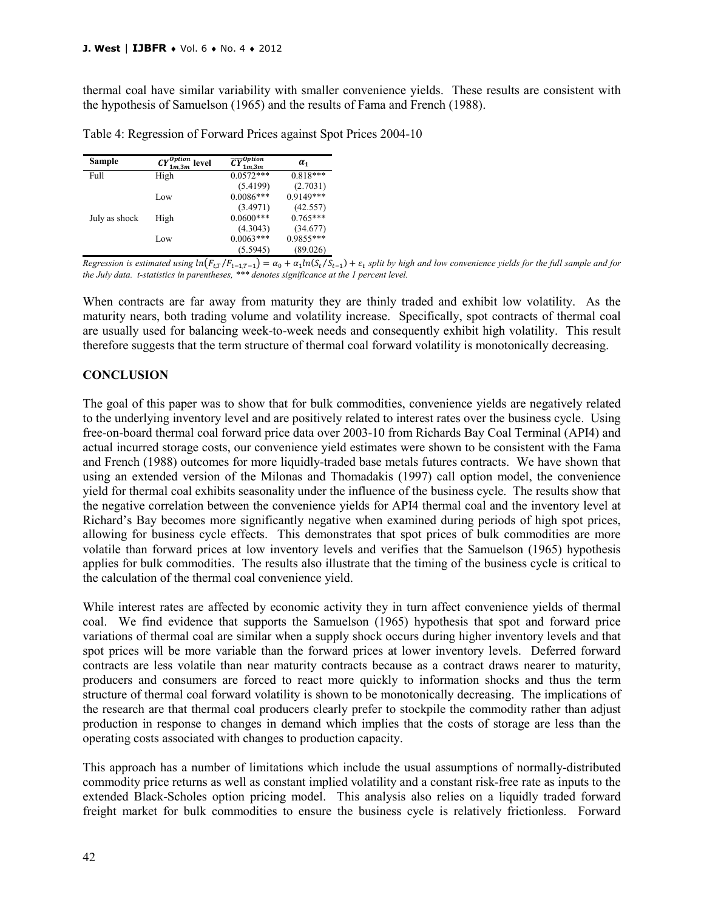thermal coal have similar variability with smaller convenience yields. These results are consistent with the hypothesis of Samuelson (1965) and the results of Fama and French (1988).

Table 4: Regression of Forward Prices against Spot Prices 2004-10

| Sample | $CY_{1m,3m}^{Option}$ level | $\overline{CY}_{1m,3m}^{Option}$ | $\alpha_1$ |
|---|---|---|---|
| Full | High | 0.0572*** | 0.818*** |
| | | (5.4199) | (2.7031) |
| | Low | 0.0086*** | 0.9149*** |
| | | (3.4971) | (42.557) |
| July as shock | High | 0.0600*** | 0.765*** |
| | | (4.3043) | (34.677) |
| | Low | 0.0063*** | 0.9855*** |
| | | (5.5945) | (89.026) |

*Regression is estimated using $ln(F_{t,T}/F_{t-1,T-1}) = \alpha_0 + \alpha_1 ln(S_t/S_{t-1}) + \varepsilon_t$ split by high and low convenience yields for the full sample and for the July data. t-statistics in parentheses, \*\*\* denotes significance at the 1 percent level.*

When contracts are far away from maturity they are thinly traded and exhibit low volatility. As the maturity nears, both trading volume and volatility increase. Specifically, spot contracts of thermal coal are usually used for balancing week-to-week needs and consequently exhibit high volatility. This result therefore suggests that the term structure of thermal coal forward volatility is monotonically decreasing.

## CONCLUSION

The goal of this paper was to show that for bulk commodities, convenience yields are negatively related to the underlying inventory level and are positively related to interest rates over the business cycle. Using free-on-board thermal coal forward price data over 2003-10 from Richards Bay Coal Terminal (API4) and actual incurred storage costs, our convenience yield estimates were shown to be consistent with the Fama and French (1988) outcomes for more liquidly-traded base metals futures contracts. We have shown that using an extended version of the Milonas and Thomadakis (1997) call option model, the convenience yield for thermal coal exhibits seasonality under the influence of the business cycle. The results show that the negative correlation between the convenience yields for API4 thermal coal and the inventory level at Richard's Bay becomes more significantly negative when examined during periods of high spot prices, allowing for business cycle effects. This demonstrates that spot prices of bulk commodities are more volatile than forward prices at low inventory levels and verifies that the Samuelson (1965) hypothesis applies for bulk commodities. The results also illustrate that the timing of the business cycle is critical to the calculation of the thermal coal convenience yield.

While interest rates are affected by economic activity they in turn affect convenience yields of thermal coal. We find evidence that supports the Samuelson (1965) hypothesis that spot and forward price variations of thermal coal are similar when a supply shock occurs during higher inventory levels and that spot prices will be more variable than the forward prices at lower inventory levels. Deferred forward contracts are less volatile than near maturity contracts because as a contract draws nearer to maturity, producers and consumers are forced to react more quickly to information shocks and thus the term structure of thermal coal forward volatility is shown to be monotonically decreasing. The implications of the research are that thermal coal producers clearly prefer to stockpile the commodity rather than adjust production in response to changes in demand which implies that the costs of storage are less than the operating costs associated with changes to production capacity.

This approach has a number of limitations which include the usual assumptions of normally-distributed commodity price returns as well as constant implied volatility and a constant risk-free rate as inputs to the extended Black-Scholes option pricing model. This analysis also relies on a liquidly traded forward freight market for bulk commodities to ensure the business cycle is relatively frictionless. Forward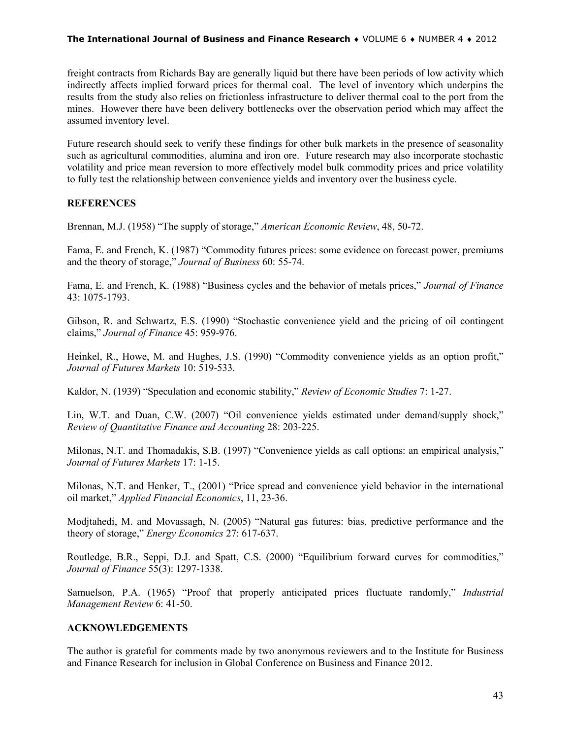freight contracts from Richards Bay are generally liquid but there have been periods of low activity which indirectly affects implied forward prices for thermal coal. The level of inventory which underpins the results from the study also relies on frictionless infrastructure to deliver thermal coal to the port from the mines. However there have been delivery bottlenecks over the observation period which may affect the assumed inventory level.

Future research should seek to verify these findings for other bulk markets in the presence of seasonality such as agricultural commodities, alumina and iron ore. Future research may also incorporate stochastic volatility and price mean reversion to more effectively model bulk commodity prices and price volatility to fully test the relationship between convenience yields and inventory over the business cycle.

## REFERENCES

Brennan, M.J. (1958) "The supply of storage," *American Economic Review*, 48, 50-72.

Fama, E. and French, K. (1987) "Commodity futures prices: some evidence on forecast power, premiums and the theory of storage," *Journal of Business* 60: 55-74.

Fama, E. and French, K. (1988) "Business cycles and the behavior of metals prices," *Journal of Finance* 43: 1075-1793.

Gibson, R. and Schwartz, E.S. (1990) "Stochastic convenience yield and the pricing of oil contingent claims," *Journal of Finance* 45: 959-976.

Heinkel, R., Howe, M. and Hughes, J.S. (1990) "Commodity convenience yields as an option profit," *Journal of Futures Markets* 10: 519-533.

Kaldor, N. (1939) "Speculation and economic stability," *Review of Economic Studies* 7: 1-27.

Lin, W.T. and Duan, C.W. (2007) "Oil convenience yields estimated under demand/supply shock," *Review of Quantitative Finance and Accounting* 28: 203-225.

Milonas, N.T. and Thomadakis, S.B. (1997) "Convenience yields as call options: an empirical analysis," *Journal of Futures Markets* 17: 1-15.

Milonas, N.T. and Henker, T., (2001) "Price spread and convenience yield behavior in the international oil market," *Applied Financial Economics*, 11, 23-36.

Modjtahedi, M. and Movassagh, N. (2005) "Natural gas futures: bias, predictive performance and the theory of storage," *Energy Economics* 27: 617-637.

Routledge, B.R., Seppi, D.J. and Spatt, C.S. (2000) "Equilibrium forward curves for commodities," *Journal of Finance* 55(3): 1297-1338.

Samuelson, P.A. (1965) "Proof that properly anticipated prices fluctuate randomly," *Industrial Management Review* 6: 41-50.

## ACKNOWLEDGEMENTS

The author is grateful for comments made by two anonymous reviewers and to the Institute for Business and Finance Research for inclusion in Global Conference on Business and Finance 2012.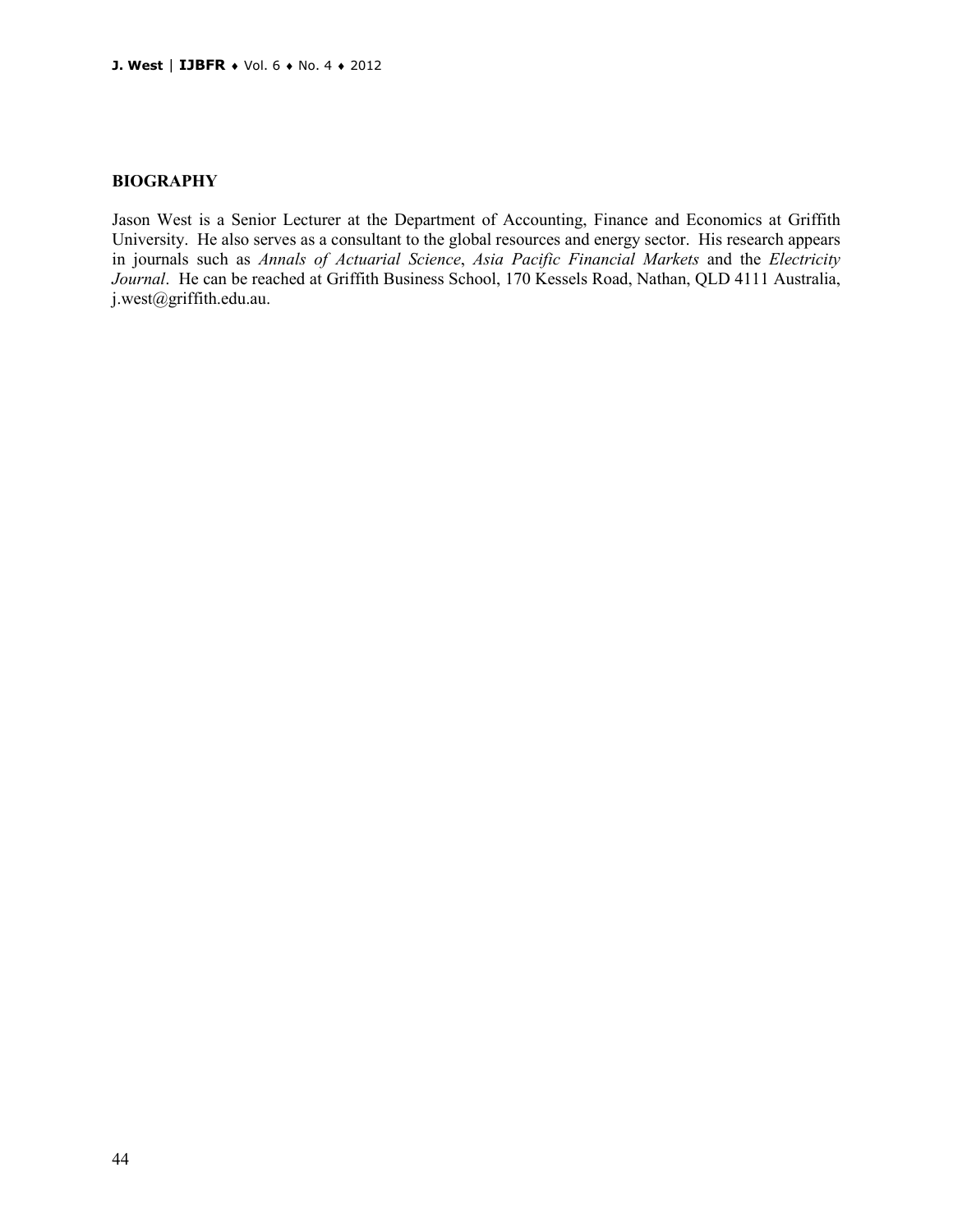## BIOGRAPHY

Jason West is a Senior Lecturer at the Department of Accounting, Finance and Economics at Griffith University. He also serves as a consultant to the global resources and energy sector. His research appears in journals such as *Annals of Actuarial Science*, *Asia Pacific Financial Markets* and the *Electricity Journal*. He can be reached at Griffith Business School, 170 Kessels Road, Nathan, QLD 4111 Australia, j.west@griffith.edu.au.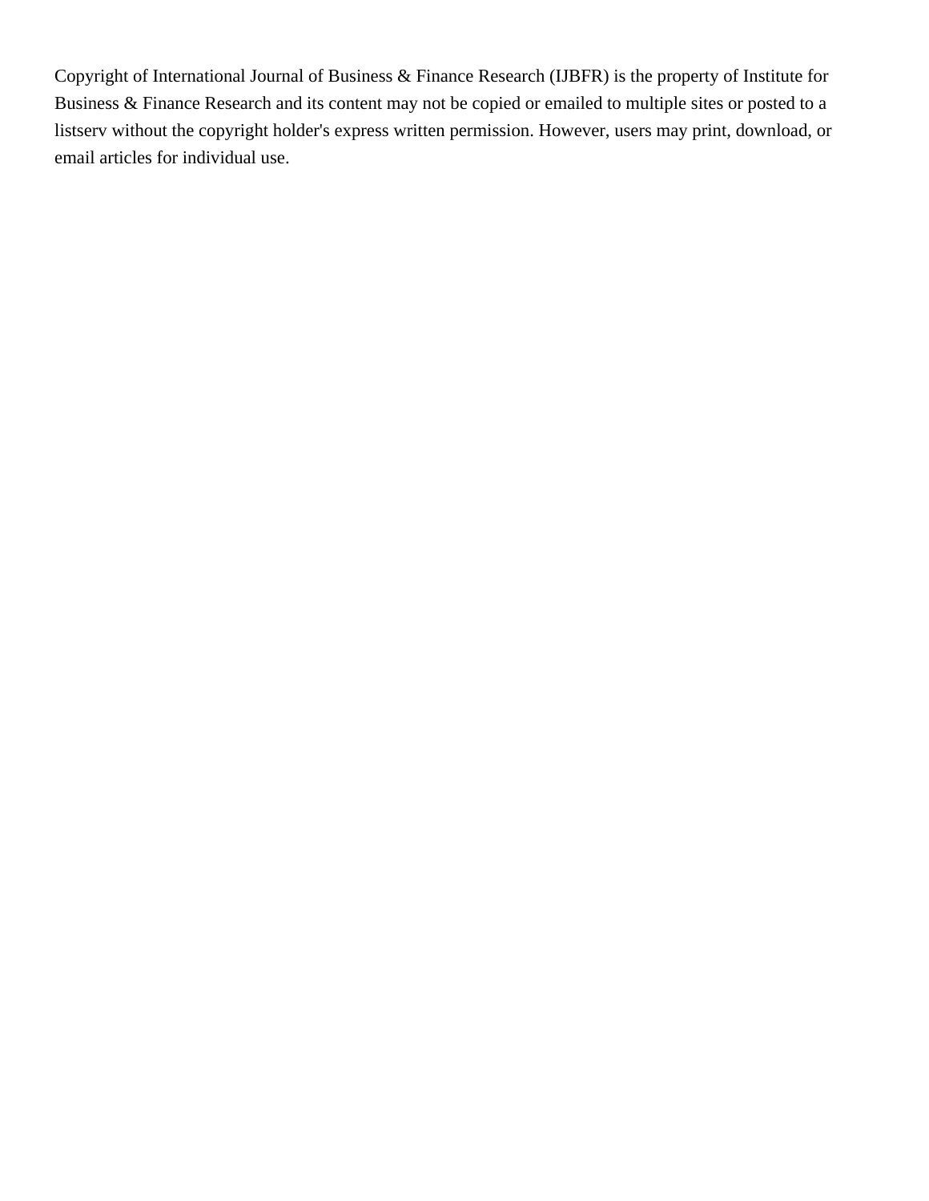Copyright of International Journal of Business & Finance Research (IJBFR) is the property of Institute for Business & Finance Research and its content may not be copied or emailed to multiple sites or posted to a listserv without the copyright holder's express written permission. However, users may print, download, or email articles for individual use.